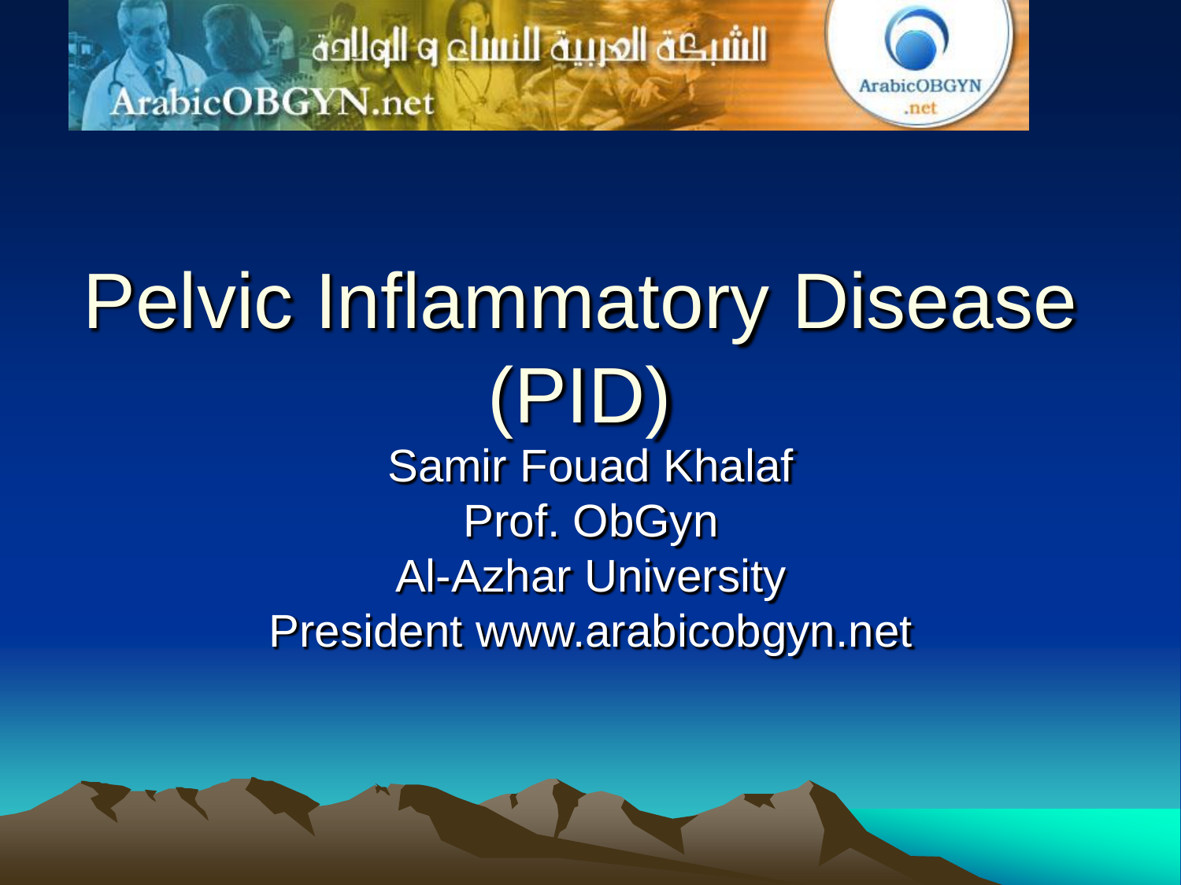الشبكة العربية للنساء و الولادة
ArabicOBGYN.net

# Pelvic Inflammatory Disease (PID)

Samir Fouad Khalaf
Prof. ObGyn
Al-Azhar University
President www.arabicobgyn.net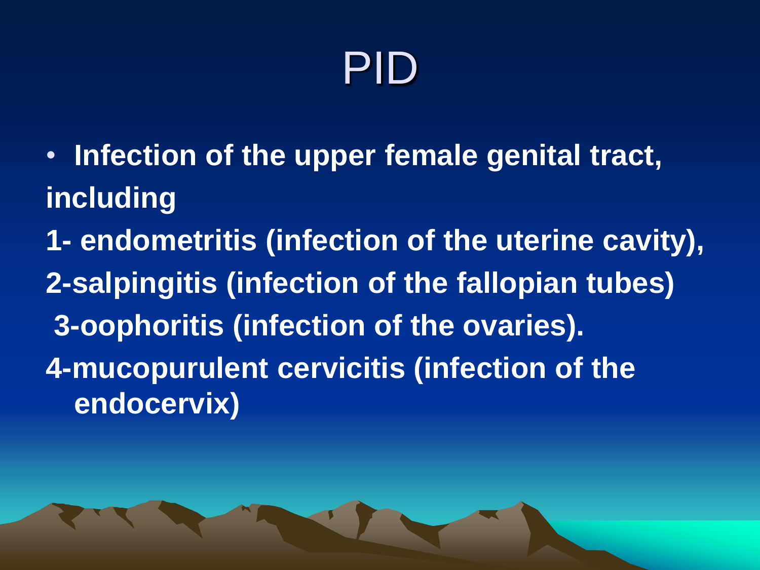# PID

- **Infection of the upper female genital tract, including**

**1- endometritis (infection of the uterine cavity),**

**2-salpingitis (infection of the fallopian tubes)**

**3-oophoritis (infection of the ovaries).**

**4-mucopurulent cervicitis (infection of the endocervix)**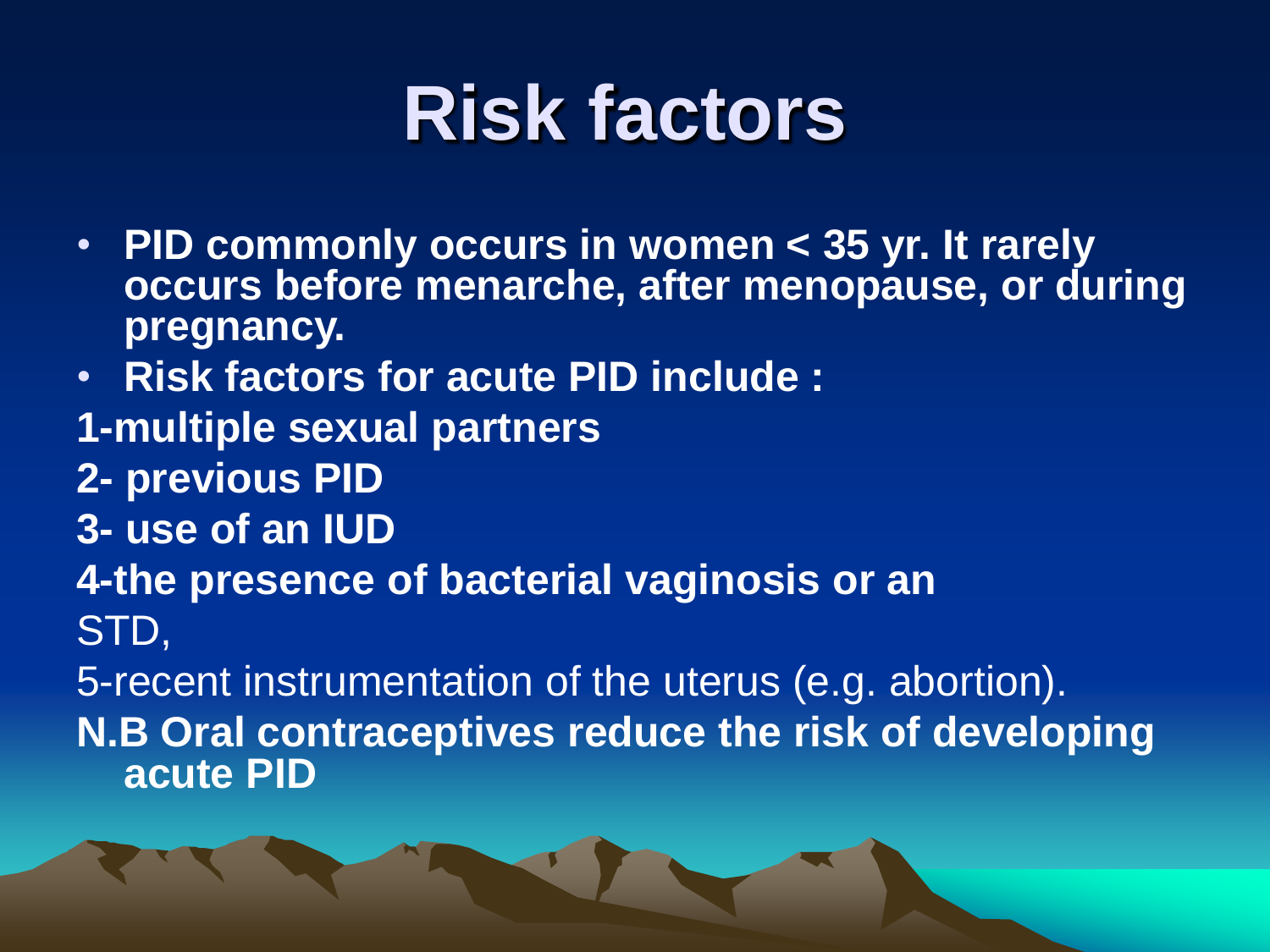# Risk factors

- **PID commonly occurs in women < 35 yr. It rarely occurs before menarche, after menopause, or during pregnancy.**
- **Risk factors for acute PID include :**

**1-multiple sexual partners**

**2- previous PID**

**3- use of an IUD**

**4-the presence of bacterial vaginosis or an** STD,

5-recent instrumentation of the uterus (e.g. abortion).

**N.B Oral contraceptives reduce the risk of developing acute PID**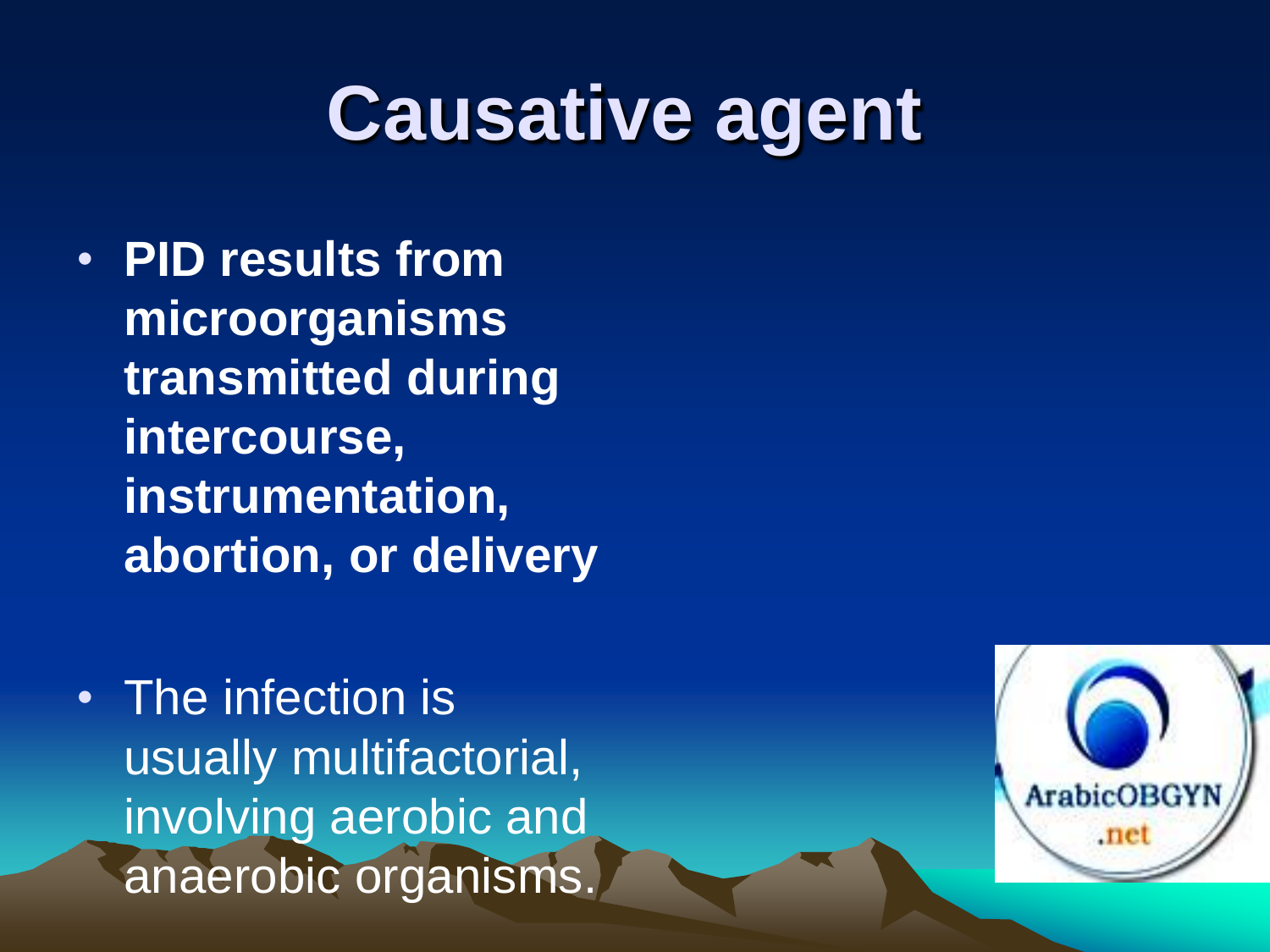# Causative agent

- **PID results from microorganisms transmitted during intercourse, instrumentation, abortion, or delivery**

- The infection is usually multifactorial, involving aerobic and anaerobic organisms.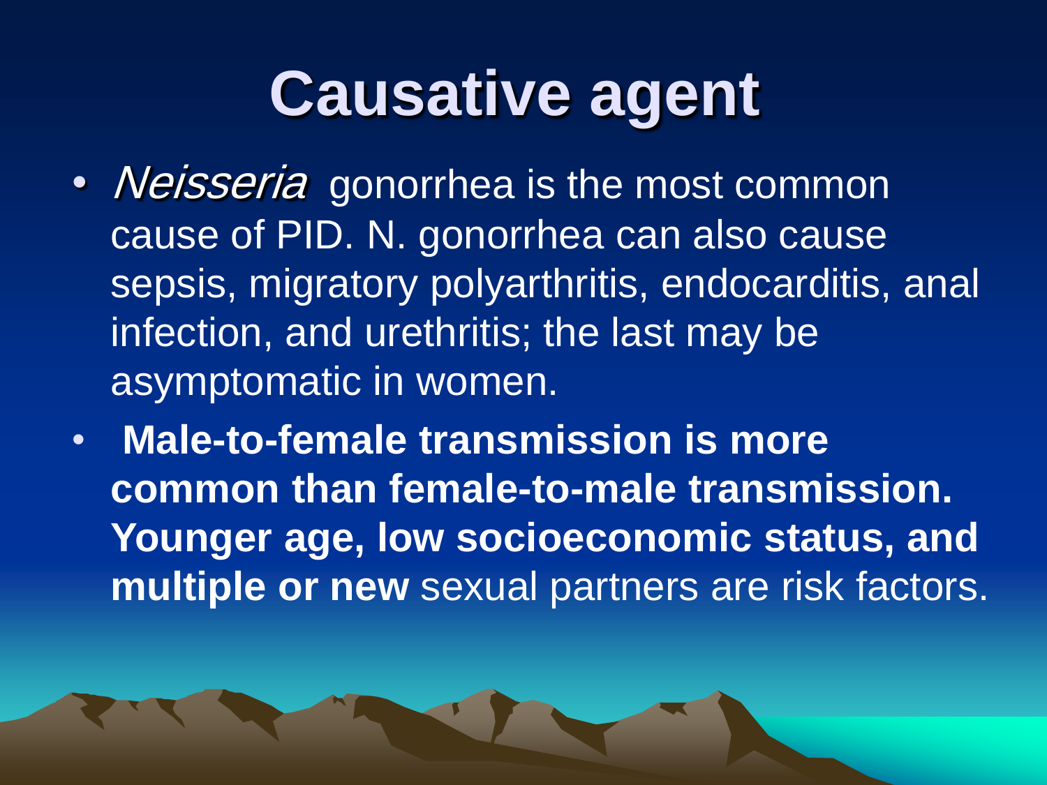# Causative agent

- *Neisseria* gonorrhea is the most common cause of PID. N. gonorrhea can also cause sepsis, migratory polyarthritis, endocarditis, anal infection, and urethritis; the last may be asymptomatic in women.
- **Male-to-female transmission is more common than female-to-male transmission. Younger age, low socioeconomic status, and multiple or new** sexual partners are risk factors.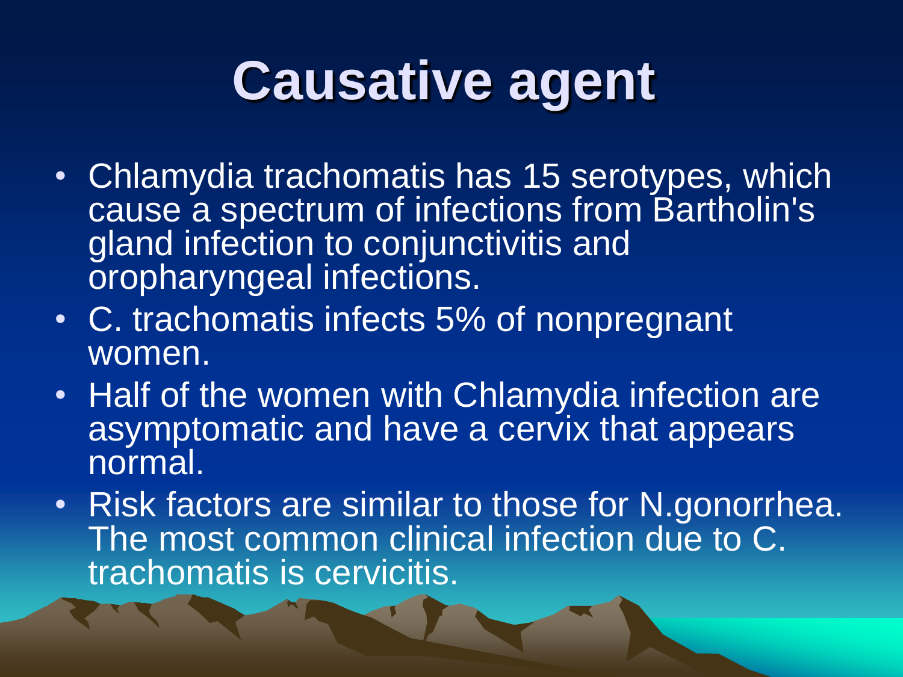# Causative agent

- Chlamydia trachomatis has 15 serotypes, which cause a spectrum of infections from Bartholin's gland infection to conjunctivitis and oropharyngeal infections.
- C. trachomatis infects 5% of nonpregnant women.
- Half of the women with Chlamydia infection are asymptomatic and have a cervix that appears normal.
- Risk factors are similar to those for N.gonorrhea. The most common clinical infection due to C. trachomatis is cervicitis.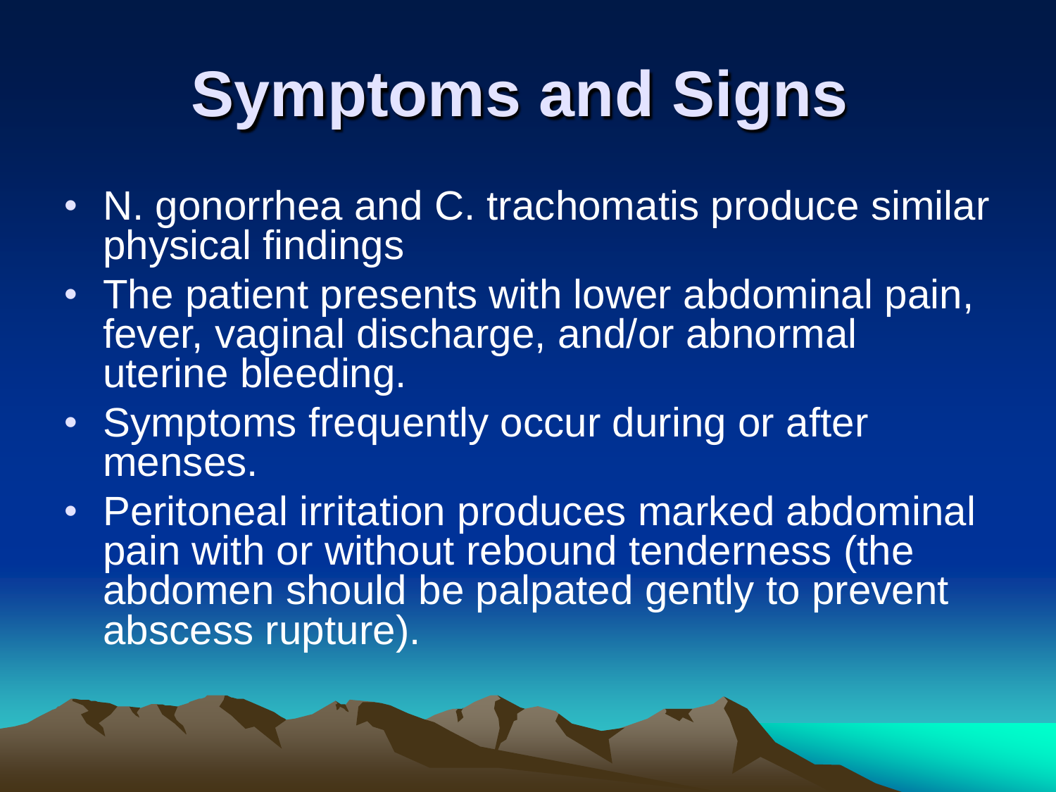# Symptoms and Signs

- N. gonorrhea and C. trachomatis produce similar physical findings
- The patient presents with lower abdominal pain, fever, vaginal discharge, and/or abnormal uterine bleeding.
- Symptoms frequently occur during or after menses.
- Peritoneal irritation produces marked abdominal pain with or without rebound tenderness (the abdomen should be palpated gently to prevent abscess rupture).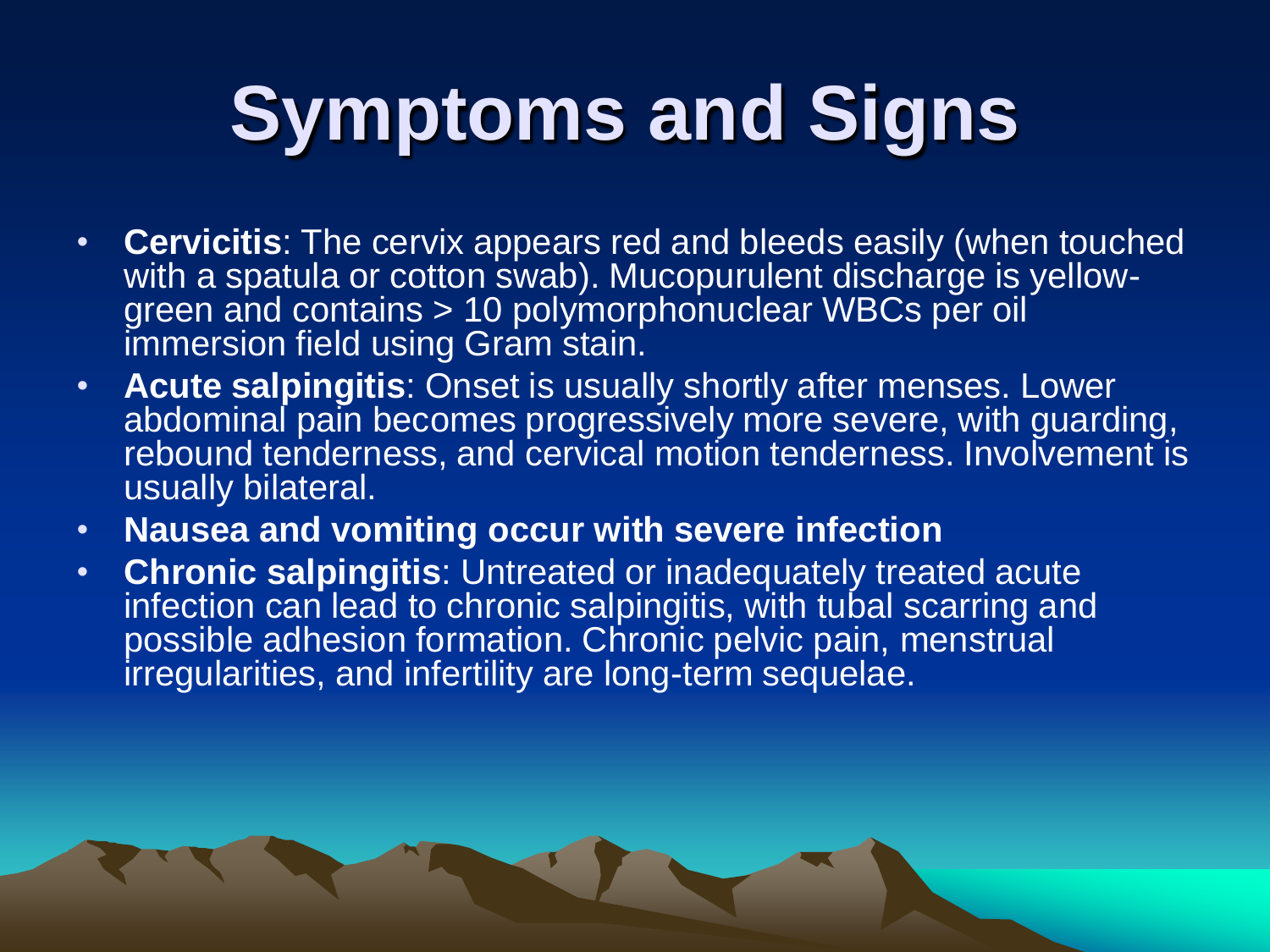# Symptoms and Signs

- **Cervicitis**: The cervix appears red and bleeds easily (when touched with a spatula or cotton swab). Mucopurulent discharge is yellow-green and contains > 10 polymorphonuclear WBCs per oil immersion field using Gram stain.
- **Acute salpingitis**: Onset is usually shortly after menses. Lower abdominal pain becomes progressively more severe, with guarding, rebound tenderness, and cervical motion tenderness. Involvement is usually bilateral.
- **Nausea and vomiting occur with severe infection**
- **Chronic salpingitis**: Untreated or inadequately treated acute infection can lead to chronic salpingitis, with tubal scarring and possible adhesion formation. Chronic pelvic pain, menstrual irregularities, and infertility are long-term sequelae.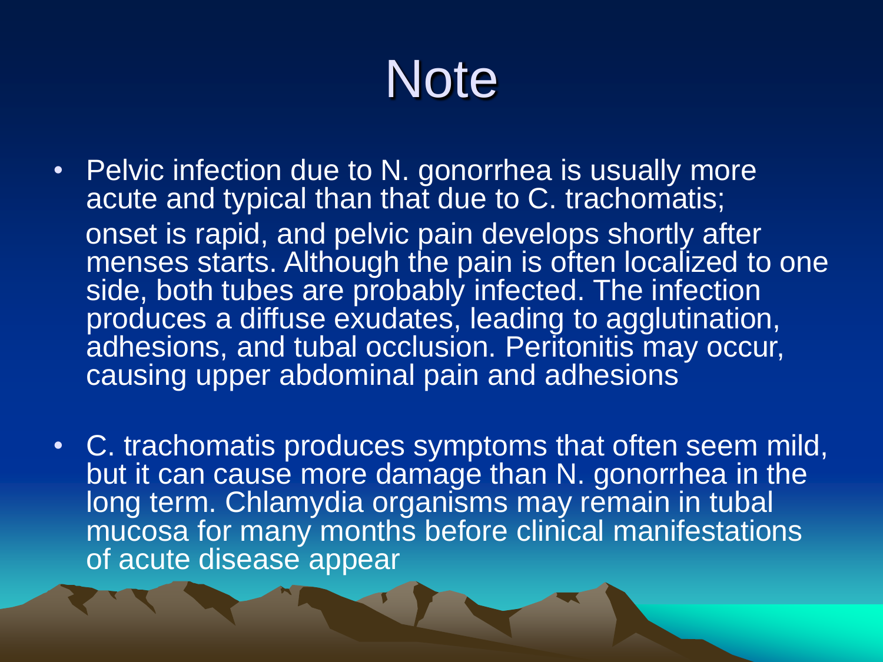# Note

- Pelvic infection due to N. gonorrhea is usually more acute and typical than that due to C. trachomatis;

  onset is rapid, and pelvic pain develops shortly after menses starts. Although the pain is often localized to one side, both tubes are probably infected. The infection produces a diffuse exudates, leading to agglutination, adhesions, and tubal occlusion. Peritonitis may occur, causing upper abdominal pain and adhesions

- C. trachomatis produces symptoms that often seem mild, but it can cause more damage than N. gonorrhea in the long term. Chlamydia organisms may remain in tubal mucosa for many months before clinical manifestations of acute disease appear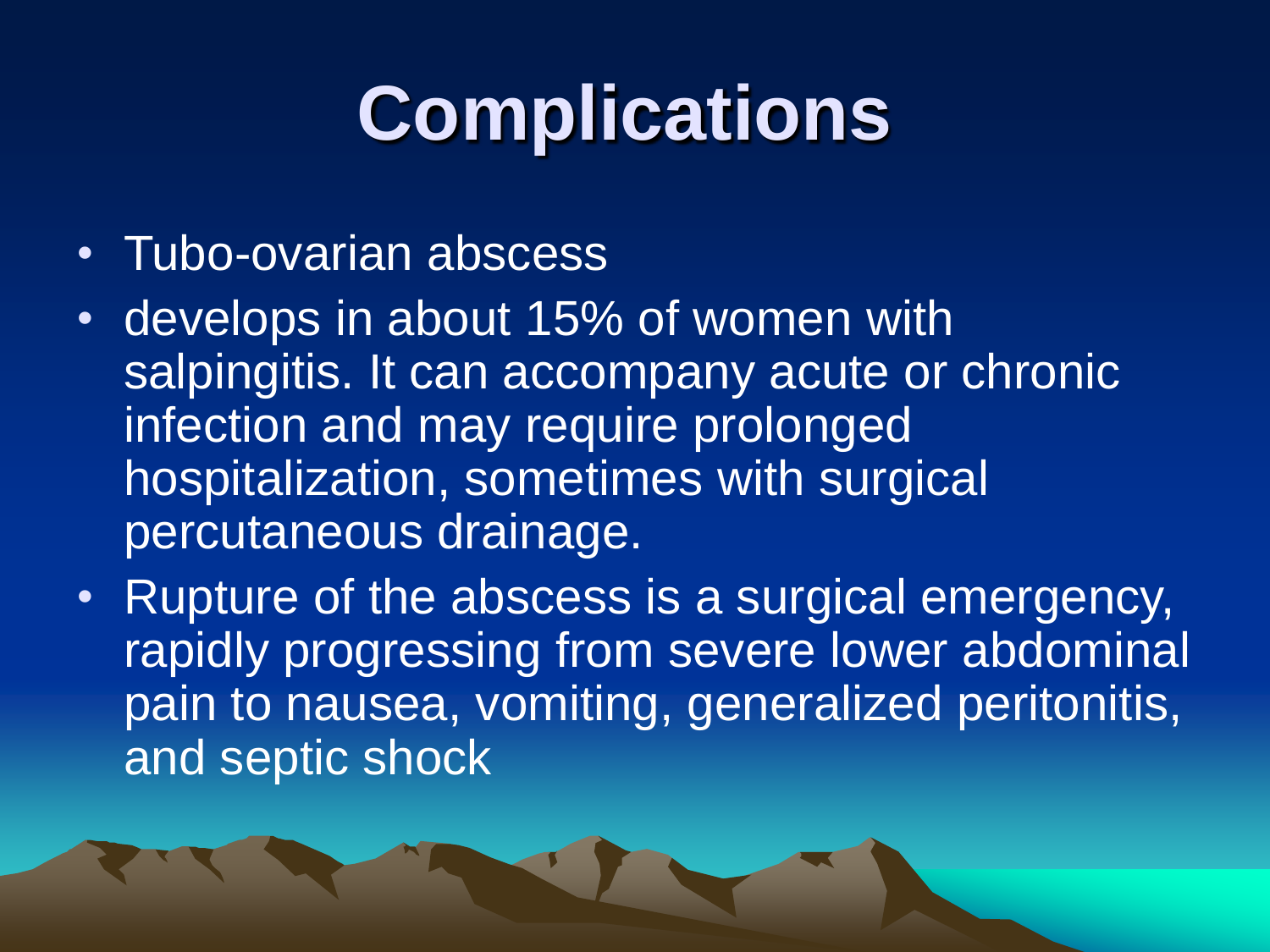# Complications

- Tubo-ovarian abscess
- develops in about 15% of women with salpingitis. It can accompany acute or chronic infection and may require prolonged hospitalization, sometimes with surgical percutaneous drainage.
- Rupture of the abscess is a surgical emergency, rapidly progressing from severe lower abdominal pain to nausea, vomiting, generalized peritonitis, and septic shock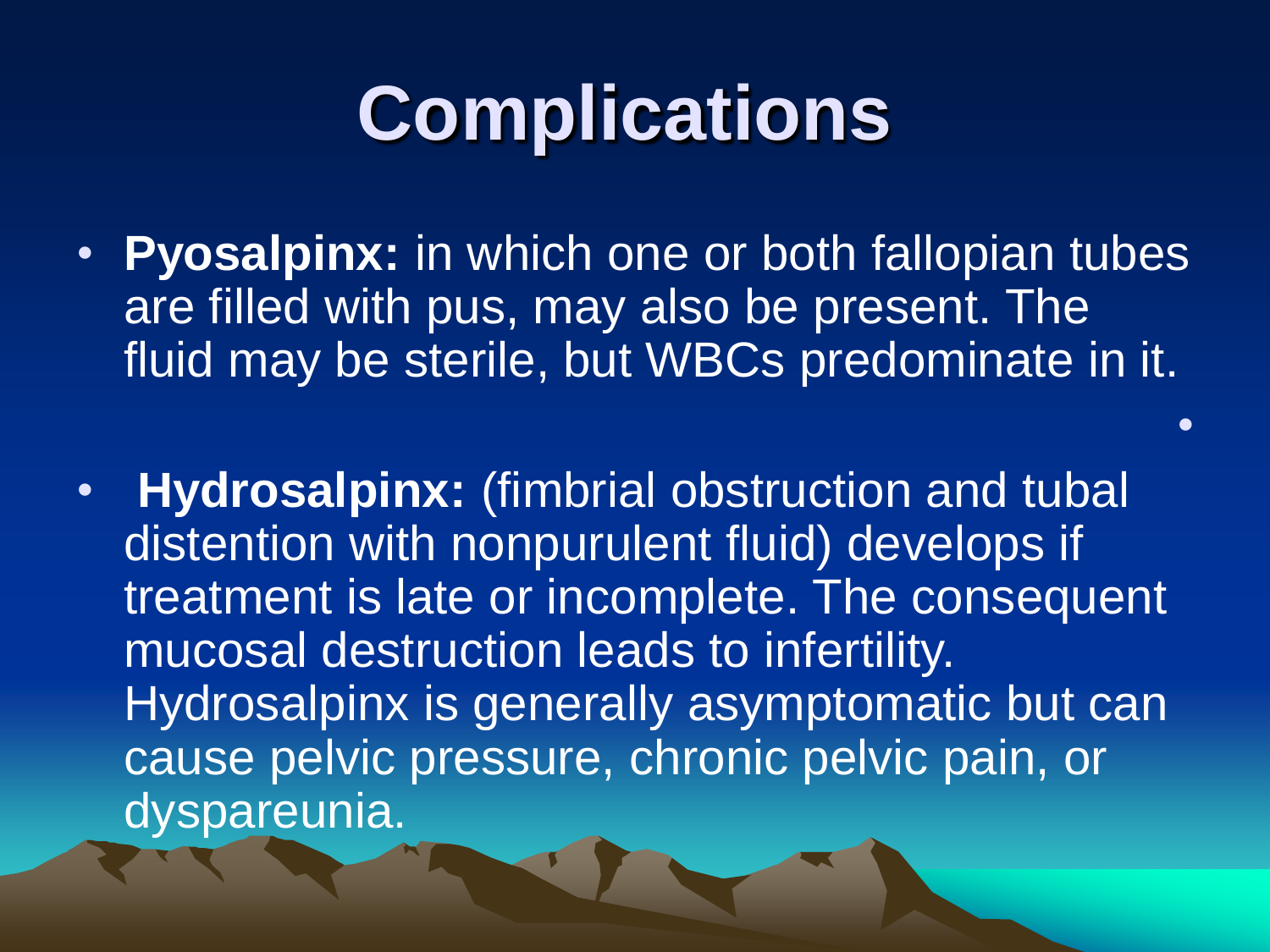# Complications

- **Pyosalpinx:** in which one or both fallopian tubes are filled with pus, may also be present. The fluid may be sterile, but WBCs predominate in it.

- **Hydrosalpinx:** (fimbrial obstruction and tubal distention with nonpurulent fluid) develops if treatment is late or incomplete. The consequent mucosal destruction leads to infertility. Hydrosalpinx is generally asymptomatic but can cause pelvic pressure, chronic pelvic pain, or dyspareunia.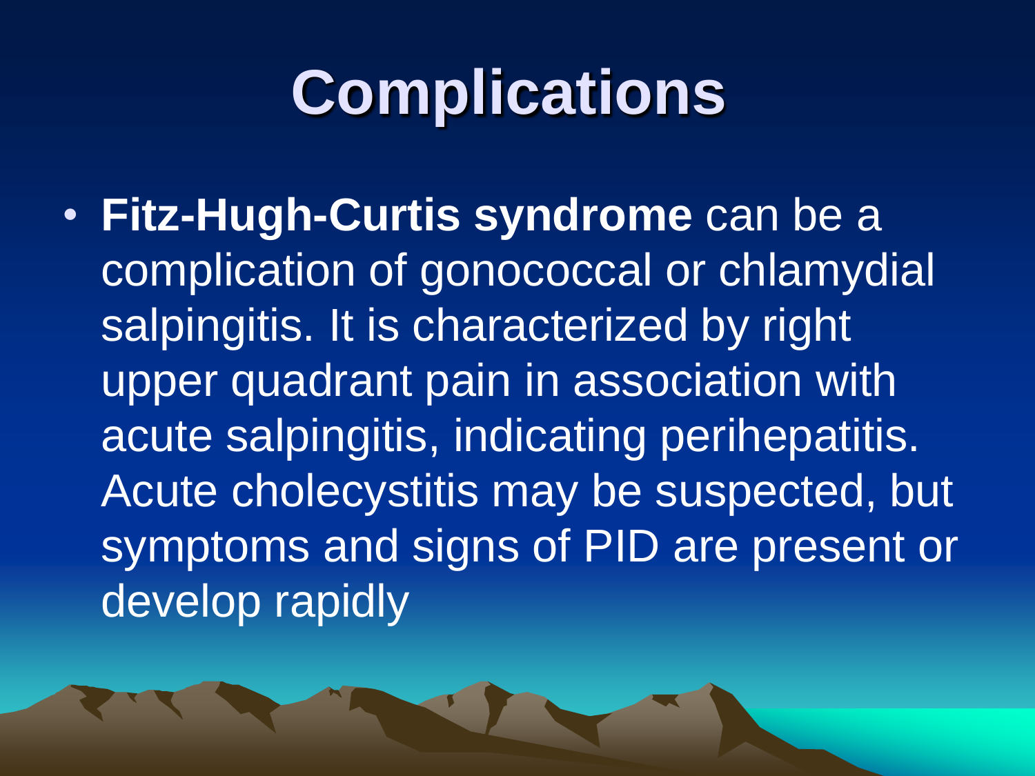# Complications

- **Fitz-Hugh-Curtis syndrome** can be a complication of gonococcal or chlamydial salpingitis. It is characterized by right upper quadrant pain in association with acute salpingitis, indicating perihepatitis. Acute cholecystitis may be suspected, but symptoms and signs of PID are present or develop rapidly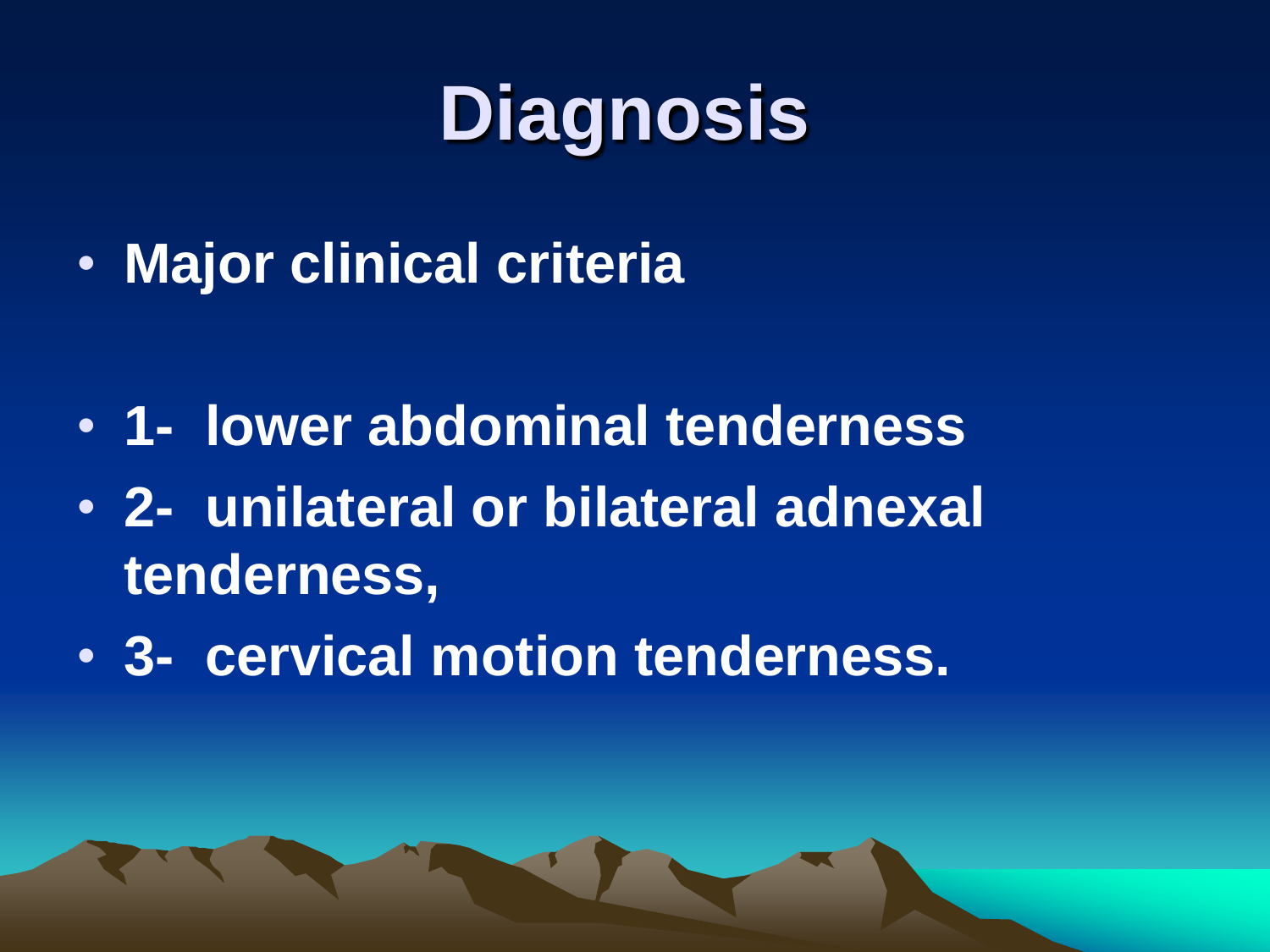# Diagnosis

- **Major clinical criteria**

- **1- lower abdominal tenderness**
- **2- unilateral or bilateral adnexal tenderness,**
- **3- cervical motion tenderness.**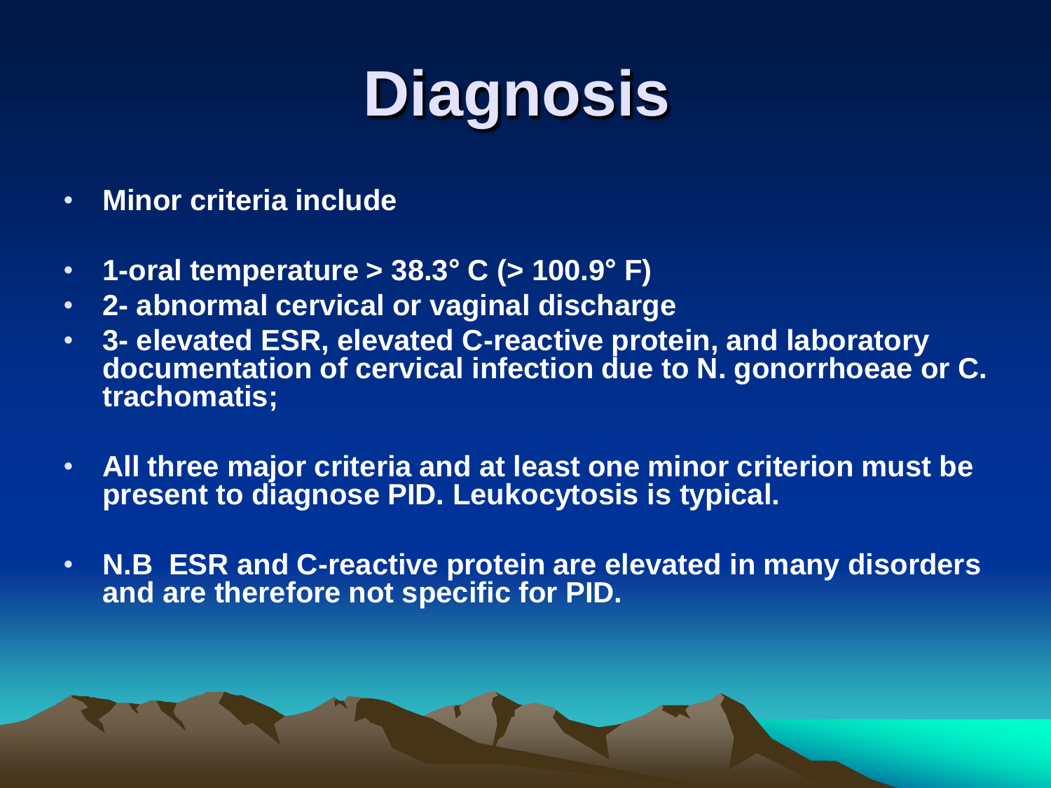# Diagnosis

- **Minor criteria include**
- **1-oral temperature > 38.3° C (> 100.9° F)**
- **2- abnormal cervical or vaginal discharge**
- **3- elevated ESR, elevated C-reactive protein, and laboratory documentation of cervical infection due to N. gonorrhoeae or C. trachomatis;**
- **All three major criteria and at least one minor criterion must be present to diagnose PID. Leukocytosis is typical.**
- **N.B ESR and C-reactive protein are elevated in many disorders and are therefore not specific for PID.**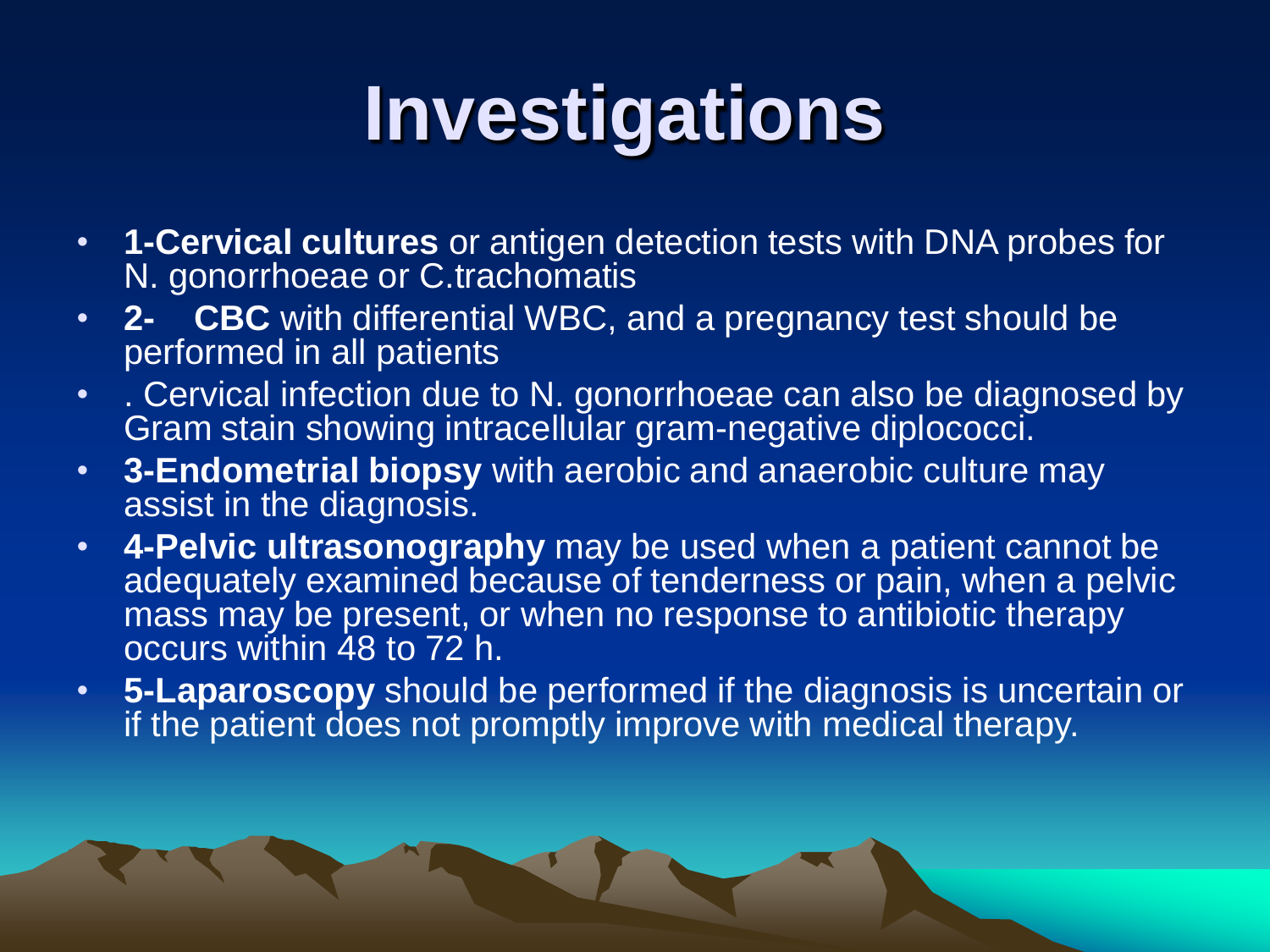# Investigations

- **1-Cervical cultures** or antigen detection tests with DNA probes for N. gonorrhoeae or C.trachomatis
- **2-    CBC** with differential WBC, and a pregnancy test should be performed in all patients
- . Cervical infection due to N. gonorrhoeae can also be diagnosed by Gram stain showing intracellular gram-negative diplococci.
- **3-Endometrial biopsy** with aerobic and anaerobic culture may assist in the diagnosis.
- **4-Pelvic ultrasonography** may be used when a patient cannot be adequately examined because of tenderness or pain, when a pelvic mass may be present, or when no response to antibiotic therapy occurs within 48 to 72 h.
- **5-Laparoscopy** should be performed if the diagnosis is uncertain or if the patient does not promptly improve with medical therapy.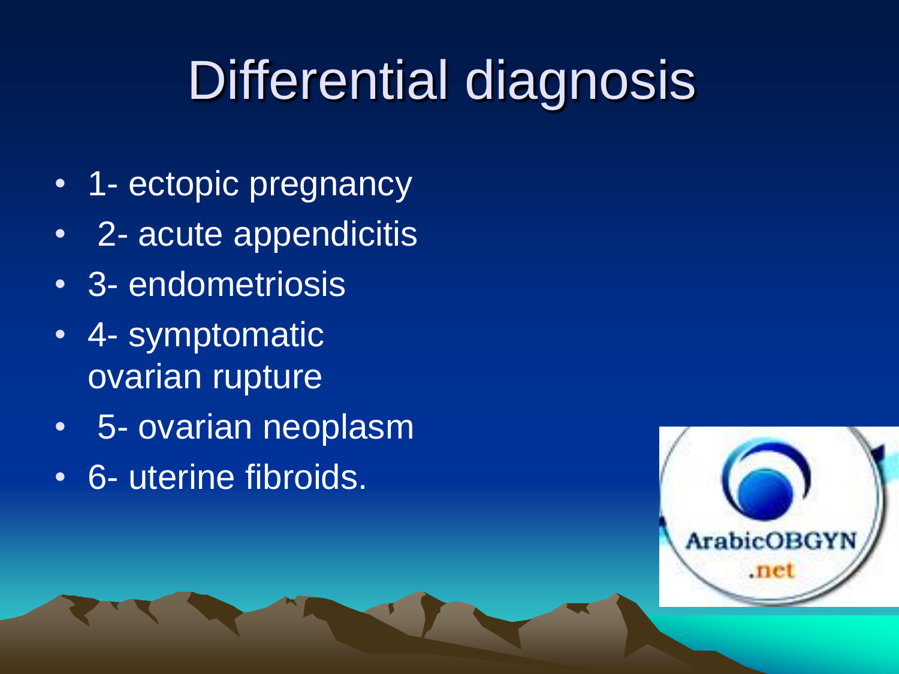# Differential diagnosis

- 1- ectopic pregnancy
- 2- acute appendicitis
- 3- endometriosis
- 4- symptomatic ovarian rupture
- 5- ovarian neoplasm
- 6- uterine fibroids.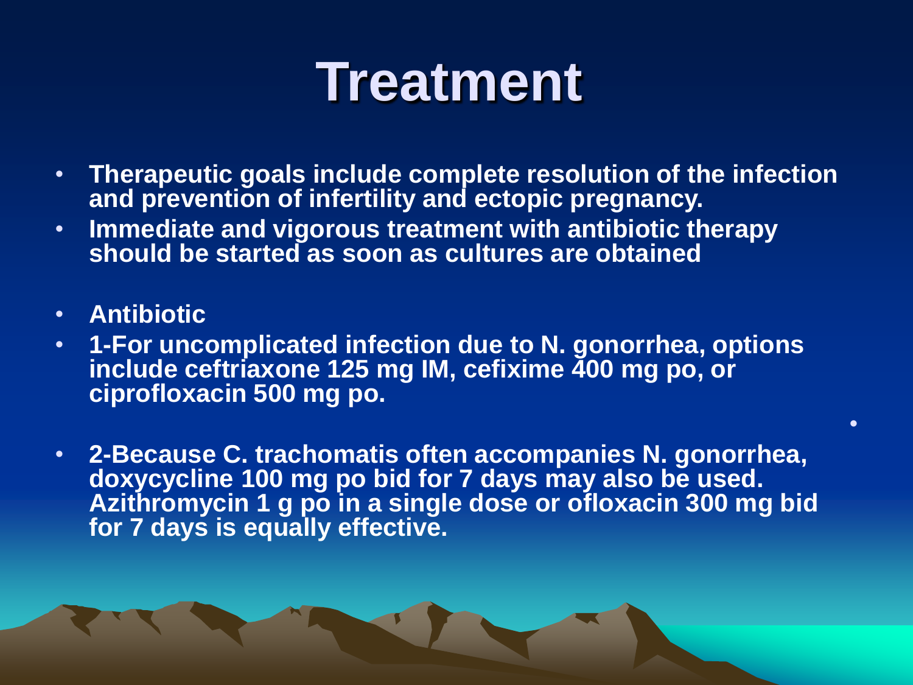# Treatment

- **Therapeutic goals include complete resolution of the infection and prevention of infertility and ectopic pregnancy.**
- **Immediate and vigorous treatment with antibiotic therapy should be started as soon as cultures are obtained**
- **Antibiotic**
- **1-For uncomplicated infection due to N. gonorrhea, options include ceftriaxone 125 mg IM, cefixime 400 mg po, or ciprofloxacin 500 mg po.**
- **2-Because C. trachomatis often accompanies N. gonorrhea, doxycycline 100 mg po bid for 7 days may also be used. Azithromycin 1 g po in a single dose or ofloxacin 300 mg bid for 7 days is equally effective.**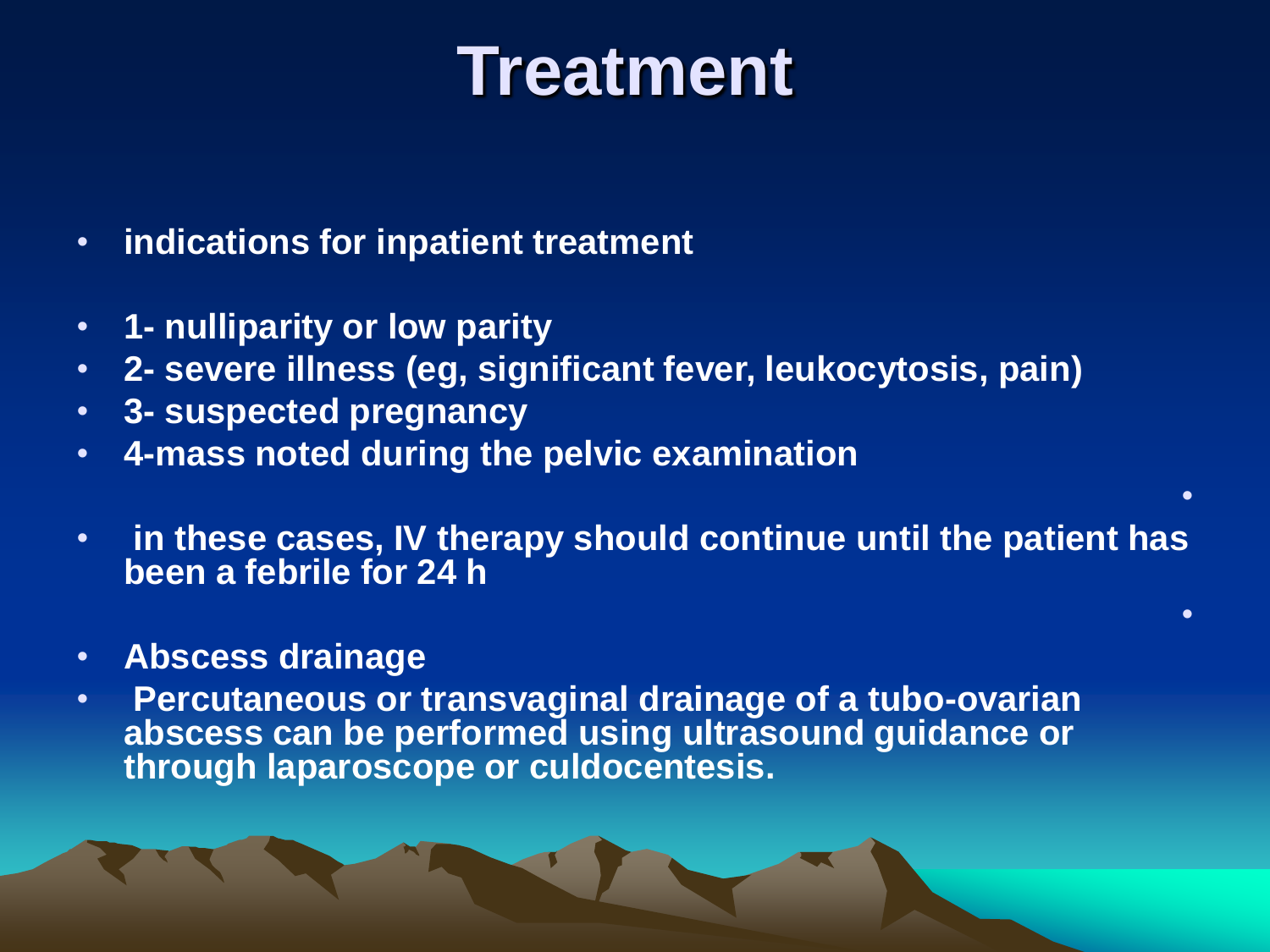# Treatment

- **indications for inpatient treatment**
- **1- nulliparity or low parity**
- **2- severe illness (eg, significant fever, leukocytosis, pain)**
- **3- suspected pregnancy**
- **4-mass noted during the pelvic examination**
- **in these cases, IV therapy should continue until the patient has been a febrile for 24 h**
- **Abscess drainage**
- **Percutaneous or transvaginal drainage of a tubo-ovarian abscess can be performed using ultrasound guidance or through laparoscope or culdocentesis.**